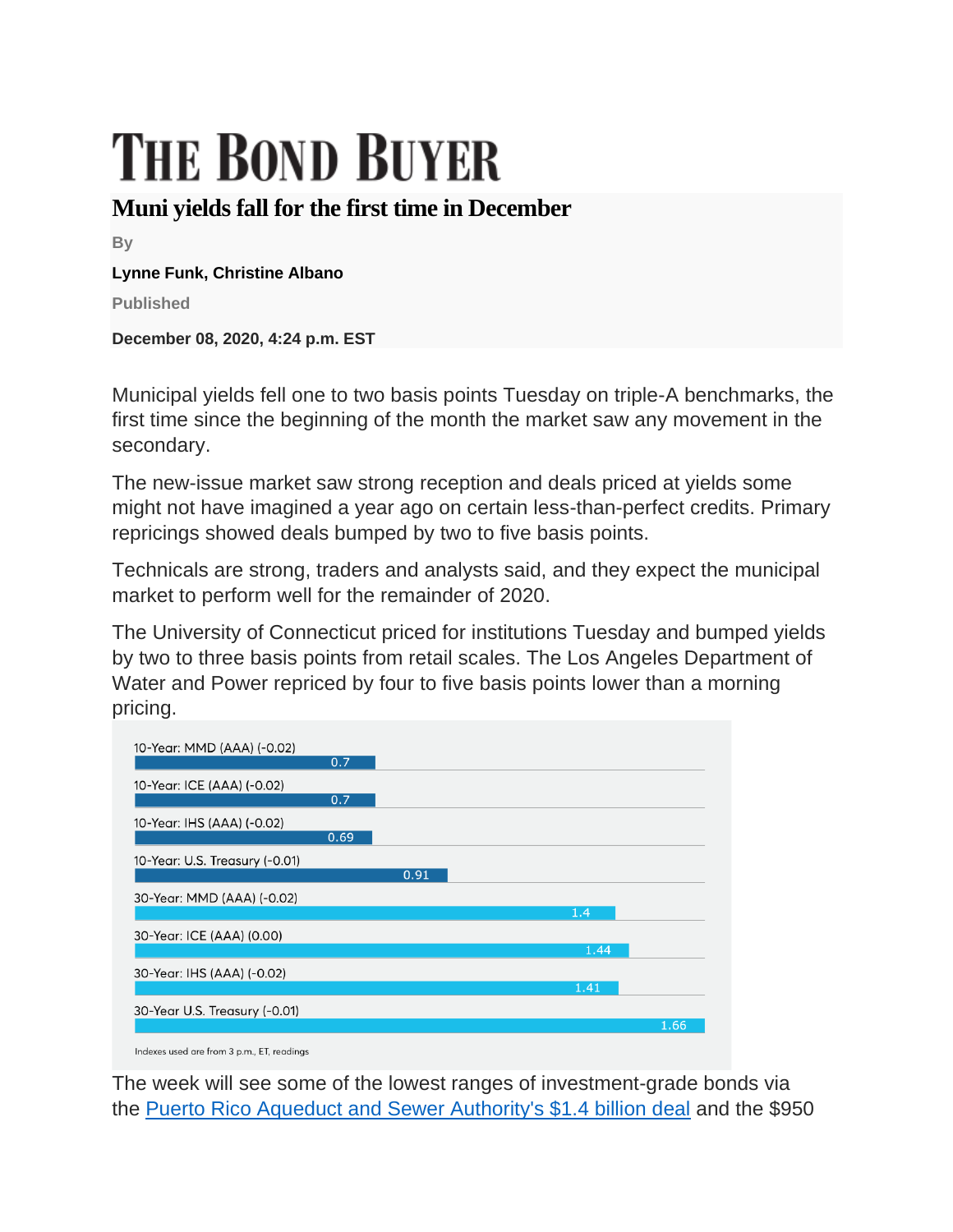# THE BOND BUYER

## Muni yields fall for the first time in December

By

**Lynne Funk, Christine Albano**

Published

**December 08, 2020, 4:24 p.m. EST**

Municipal yields fell one to two basis points Tuesday on triple-A benchmarks, the first time since the beginning of the month the market saw any movement in the secondary.

The new-issue market saw strong reception and deals priced at yields some might not have imagined a year ago on certain less-than-perfect credits. Primary repricings showed deals bumped by two to five basis points.

Technicals are strong, traders and analysts said, and they expect the municipal market to perform well for the remainder of 2020.

The University of Connecticut priced for institutions Tuesday and bumped yields by two to three basis points from retail scales. The Los Angeles Department of Water and Power repriced by four to five basis points lower than a morning pricing.

| Benchmark | Yield |
| --- | --- |
| 10-Year: MMD (AAA) (-0.02) | 0.7 |
| 10-Year: ICE (AAA) (-0.02) | 0.7 |
| 10-Year: IHS (AAA) (-0.02) | 0.69 |
| 10-Year: U.S. Treasury (-0.01) | 0.91 |
| 30-Year: MMD (AAA) (-0.02) | 1.4 |
| 30-Year: ICE (AAA) (0.00) | 1.44 |
| 30-Year: IHS (AAA) (-0.02) | 1.41 |
| 30-Year U.S. Treasury (-0.01) | 1.66 |

Indexes used are from 3 p.m., ET, readings

The week will see some of the lowest ranges of investment-grade bonds via the Puerto Rico Aqueduct and Sewer Authority's $1.4 billion deal and the $950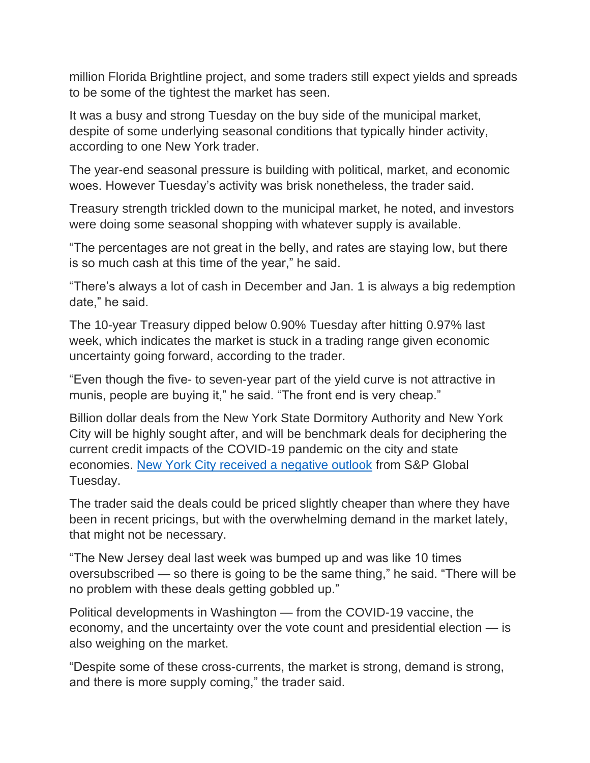million Florida Brightline project, and some traders still expect yields and spreads to be some of the tightest the market has seen.

It was a busy and strong Tuesday on the buy side of the municipal market, despite of some underlying seasonal conditions that typically hinder activity, according to one New York trader.

The year-end seasonal pressure is building with political, market, and economic woes. However Tuesday's activity was brisk nonetheless, the trader said.

Treasury strength trickled down to the municipal market, he noted, and investors were doing some seasonal shopping with whatever supply is available.

"The percentages are not great in the belly, and rates are staying low, but there is so much cash at this time of the year," he said.

"There's always a lot of cash in December and Jan. 1 is always a big redemption date," he said.

The 10-year Treasury dipped below 0.90% Tuesday after hitting 0.97% last week, which indicates the market is stuck in a trading range given economic uncertainty going forward, according to the trader.

"Even though the five- to seven-year part of the yield curve is not attractive in munis, people are buying it," he said. "The front end is very cheap."

Billion dollar deals from the New York State Dormitory Authority and New York City will be highly sought after, and will be benchmark deals for deciphering the current credit impacts of the COVID-19 pandemic on the city and state economies. [New York City received a negative outlook] from S&P Global Tuesday.

The trader said the deals could be priced slightly cheaper than where they have been in recent pricings, but with the overwhelming demand in the market lately, that might not be necessary.

"The New Jersey deal last week was bumped up and was like 10 times oversubscribed — so there is going to be the same thing," he said. "There will be no problem with these deals getting gobbled up."

Political developments in Washington — from the COVID-19 vaccine, the economy, and the uncertainty over the vote count and presidential election — is also weighing on the market.

"Despite some of these cross-currents, the market is strong, demand is strong, and there is more supply coming," the trader said.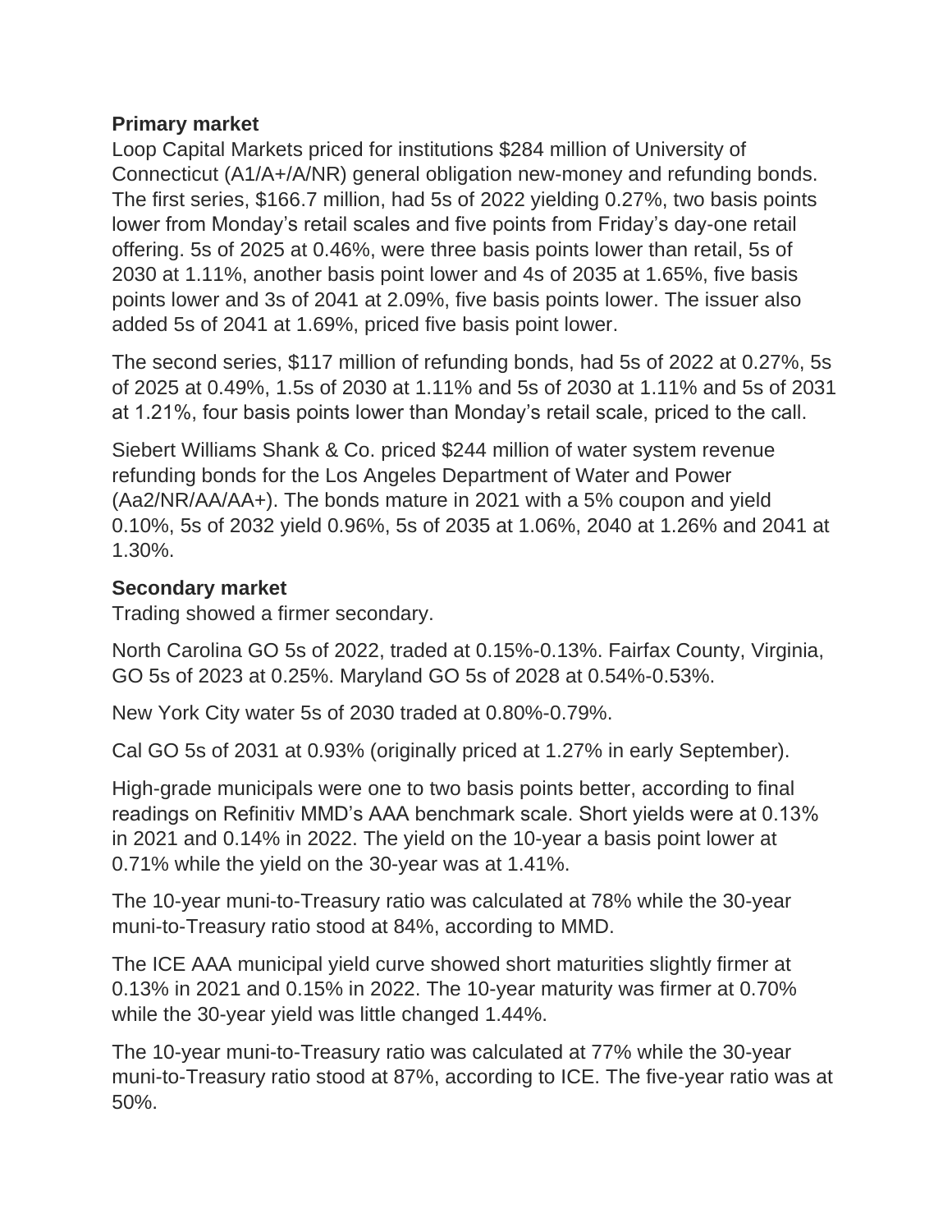**Primary market**

Loop Capital Markets priced for institutions $284 million of University of Connecticut (A1/A+/A/NR) general obligation new-money and refunding bonds. The first series, $166.7 million, had 5s of 2022 yielding 0.27%, two basis points lower from Monday's retail scales and five points from Friday's day-one retail offering. 5s of 2025 at 0.46%, were three basis points lower than retail, 5s of 2030 at 1.11%, another basis point lower and 4s of 2035 at 1.65%, five basis points lower and 3s of 2041 at 2.09%, five basis points lower. The issuer also added 5s of 2041 at 1.69%, priced five basis point lower.

The second series, $117 million of refunding bonds, had 5s of 2022 at 0.27%, 5s of 2025 at 0.49%, 1.5s of 2030 at 1.11% and 5s of 2030 at 1.11% and 5s of 2031 at 1.21%, four basis points lower than Monday's retail scale, priced to the call.

Siebert Williams Shank & Co. priced $244 million of water system revenue refunding bonds for the Los Angeles Department of Water and Power (Aa2/NR/AA/AA+). The bonds mature in 2021 with a 5% coupon and yield 0.10%, 5s of 2032 yield 0.96%, 5s of 2035 at 1.06%, 2040 at 1.26% and 2041 at 1.30%.

**Secondary market**

Trading showed a firmer secondary.

North Carolina GO 5s of 2022, traded at 0.15%-0.13%. Fairfax County, Virginia, GO 5s of 2023 at 0.25%. Maryland GO 5s of 2028 at 0.54%-0.53%.

New York City water 5s of 2030 traded at 0.80%-0.79%.

Cal GO 5s of 2031 at 0.93% (originally priced at 1.27% in early September).

High-grade municipals were one to two basis points better, according to final readings on Refinitiv MMD's AAA benchmark scale. Short yields were at 0.13% in 2021 and 0.14% in 2022. The yield on the 10-year a basis point lower at 0.71% while the yield on the 30-year was at 1.41%.

The 10-year muni-to-Treasury ratio was calculated at 78% while the 30-year muni-to-Treasury ratio stood at 84%, according to MMD.

The ICE AAA municipal yield curve showed short maturities slightly firmer at 0.13% in 2021 and 0.15% in 2022. The 10-year maturity was firmer at 0.70% while the 30-year yield was little changed 1.44%.

The 10-year muni-to-Treasury ratio was calculated at 77% while the 30-year muni-to-Treasury ratio stood at 87%, according to ICE. The five-year ratio was at 50%.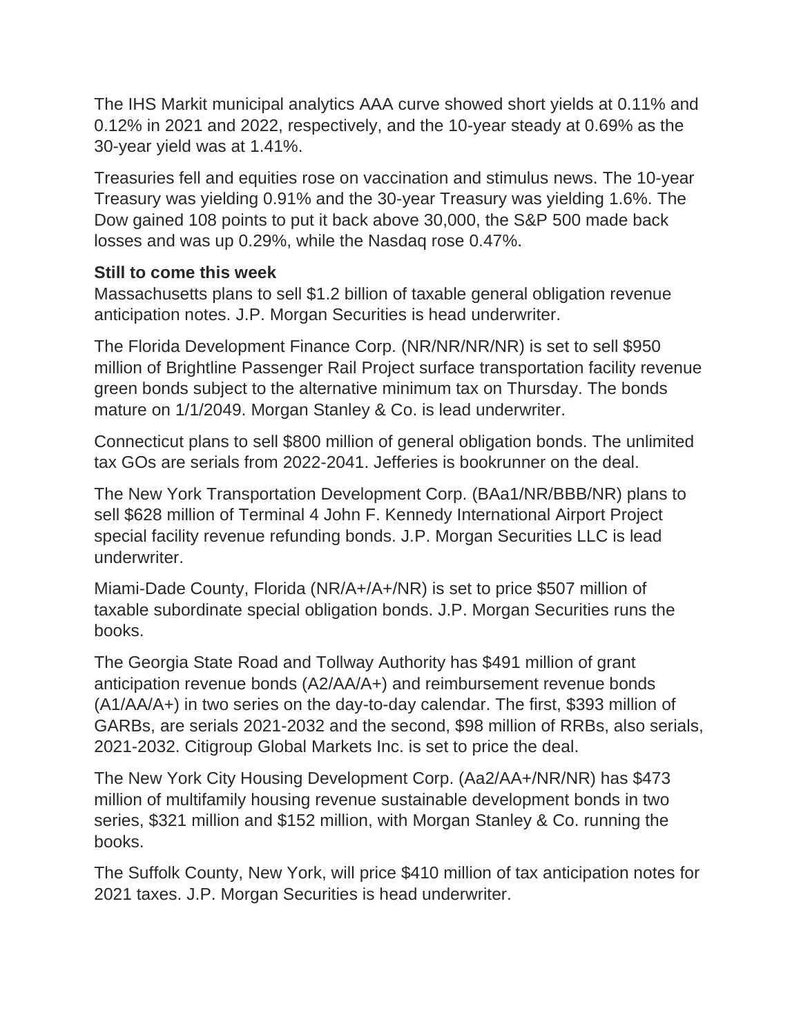The IHS Markit municipal analytics AAA curve showed short yields at 0.11% and 0.12% in 2021 and 2022, respectively, and the 10-year steady at 0.69% as the 30-year yield was at 1.41%.

Treasuries fell and equities rose on vaccination and stimulus news. The 10-year Treasury was yielding 0.91% and the 30-year Treasury was yielding 1.6%. The Dow gained 108 points to put it back above 30,000, the S&P 500 made back losses and was up 0.29%, while the Nasdaq rose 0.47%.

**Still to come this week**

Massachusetts plans to sell $1.2 billion of taxable general obligation revenue anticipation notes. J.P. Morgan Securities is head underwriter.

The Florida Development Finance Corp. (NR/NR/NR/NR) is set to sell $950 million of Brightline Passenger Rail Project surface transportation facility revenue green bonds subject to the alternative minimum tax on Thursday. The bonds mature on 1/1/2049. Morgan Stanley & Co. is lead underwriter.

Connecticut plans to sell $800 million of general obligation bonds. The unlimited tax GOs are serials from 2022-2041. Jefferies is bookrunner on the deal.

The New York Transportation Development Corp. (BAa1/NR/BBB/NR) plans to sell $628 million of Terminal 4 John F. Kennedy International Airport Project special facility revenue refunding bonds. J.P. Morgan Securities LLC is lead underwriter.

Miami-Dade County, Florida (NR/A+/A+/NR) is set to price $507 million of taxable subordinate special obligation bonds. J.P. Morgan Securities runs the books.

The Georgia State Road and Tollway Authority has $491 million of grant anticipation revenue bonds (A2/AA/A+) and reimbursement revenue bonds (A1/AA/A+) in two series on the day-to-day calendar. The first, $393 million of GARBs, are serials 2021-2032 and the second, $98 million of RRBs, also serials, 2021-2032. Citigroup Global Markets Inc. is set to price the deal.

The New York City Housing Development Corp. (Aa2/AA+/NR/NR) has $473 million of multifamily housing revenue sustainable development bonds in two series, $321 million and $152 million, with Morgan Stanley & Co. running the books.

The Suffolk County, New York, will price $410 million of tax anticipation notes for 2021 taxes. J.P. Morgan Securities is head underwriter.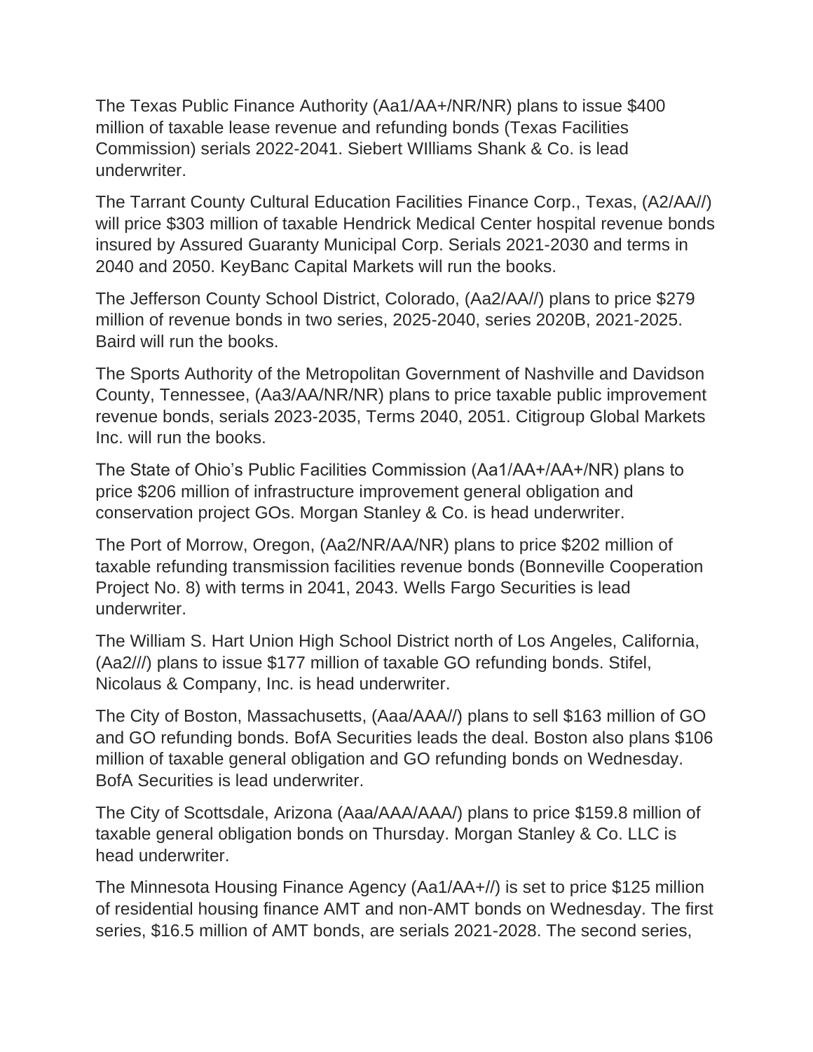The Texas Public Finance Authority (Aa1/AA+/NR/NR) plans to issue $400 million of taxable lease revenue and refunding bonds (Texas Facilities Commission) serials 2022-2041. Siebert WIlliams Shank & Co. is lead underwriter.

The Tarrant County Cultural Education Facilities Finance Corp., Texas, (A2/AA//) will price $303 million of taxable Hendrick Medical Center hospital revenue bonds insured by Assured Guaranty Municipal Corp. Serials 2021-2030 and terms in 2040 and 2050. KeyBanc Capital Markets will run the books.

The Jefferson County School District, Colorado, (Aa2/AA//) plans to price $279 million of revenue bonds in two series, 2025-2040, series 2020B, 2021-2025. Baird will run the books.

The Sports Authority of the Metropolitan Government of Nashville and Davidson County, Tennessee, (Aa3/AA/NR/NR) plans to price taxable public improvement revenue bonds, serials 2023-2035, Terms 2040, 2051. Citigroup Global Markets Inc. will run the books.

The State of Ohio's Public Facilities Commission (Aa1/AA+/AA+/NR) plans to price $206 million of infrastructure improvement general obligation and conservation project GOs. Morgan Stanley & Co. is head underwriter.

The Port of Morrow, Oregon, (Aa2/NR/AA/NR) plans to price $202 million of taxable refunding transmission facilities revenue bonds (Bonneville Cooperation Project No. 8) with terms in 2041, 2043. Wells Fargo Securities is lead underwriter.

The William S. Hart Union High School District north of Los Angeles, California, (Aa2///) plans to issue $177 million of taxable GO refunding bonds. Stifel, Nicolaus & Company, Inc. is head underwriter.

The City of Boston, Massachusetts, (Aaa/AAA//) plans to sell $163 million of GO and GO refunding bonds. BofA Securities leads the deal. Boston also plans $106 million of taxable general obligation and GO refunding bonds on Wednesday. BofA Securities is lead underwriter.

The City of Scottsdale, Arizona (Aaa/AAA/AAA/) plans to price $159.8 million of taxable general obligation bonds on Thursday. Morgan Stanley & Co. LLC is head underwriter.

The Minnesota Housing Finance Agency (Aa1/AA+//) is set to price $125 million of residential housing finance AMT and non-AMT bonds on Wednesday. The first series, $16.5 million of AMT bonds, are serials 2021-2028. The second series,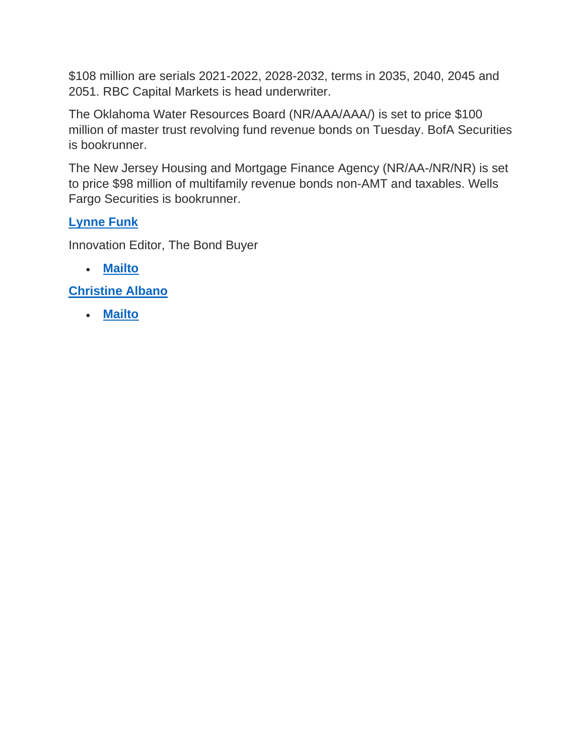$108 million are serials 2021-2022, 2028-2032, terms in 2035, 2040, 2045 and 2051. RBC Capital Markets is head underwriter.

The Oklahoma Water Resources Board (NR/AAA/AAA/) is set to price $100 million of master trust revolving fund revenue bonds on Tuesday. BofA Securities is bookrunner.

The New Jersey Housing and Mortgage Finance Agency (NR/AA-/NR/NR) is set to price $98 million of multifamily revenue bonds non-AMT and taxables. Wells Fargo Securities is bookrunner.

**Lynne Funk**

Innovation Editor, The Bond Buyer

- **Mailto**

**Christine Albano**

- **Mailto**